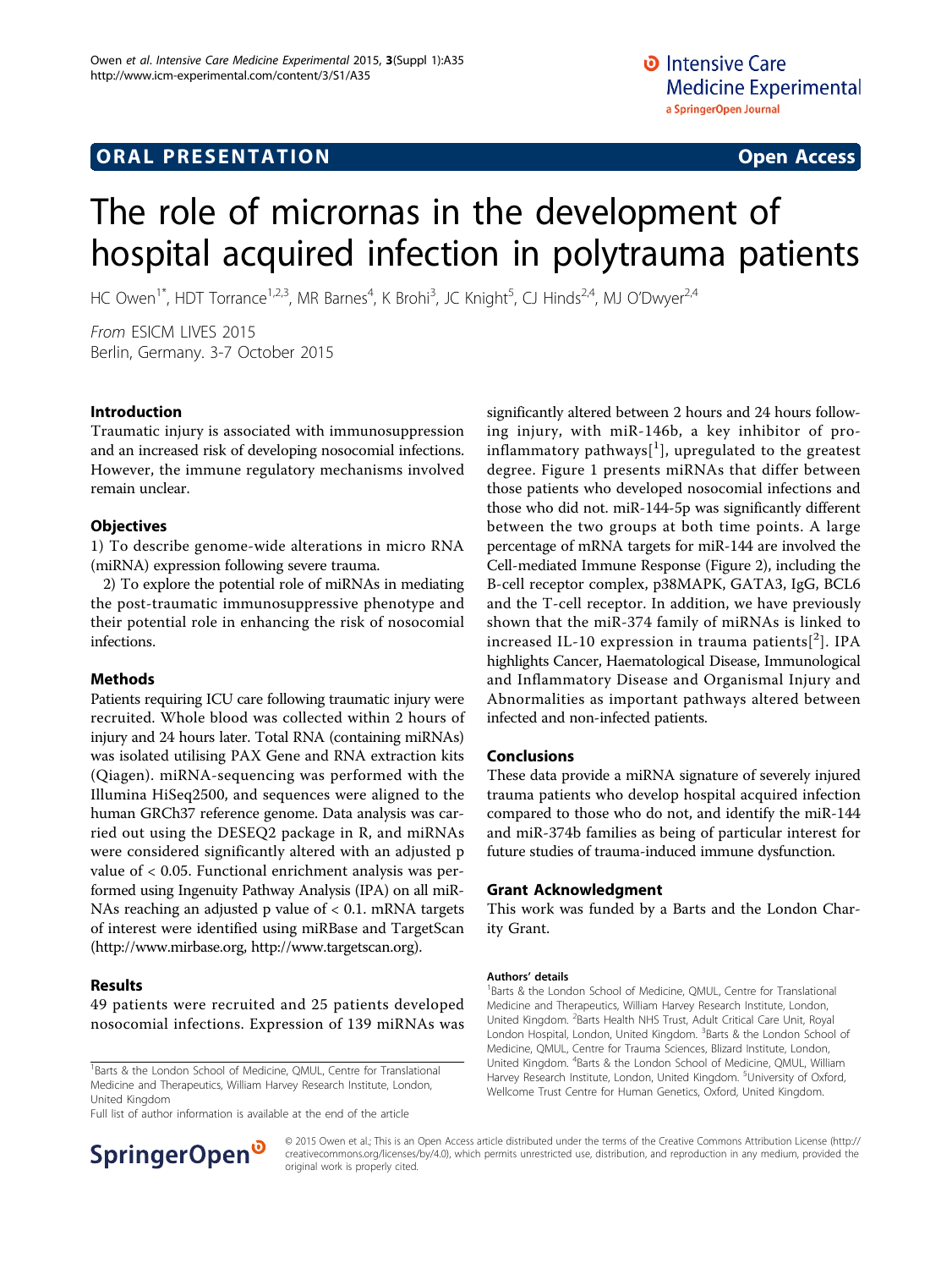ORAL PRESENTATION — Open Access

# The role of micrornas in the development of hospital acquired infection in polytrauma patients

HC Owen[1*], HDT Torrance[1,2,3], MR Barnes[4], K Brohi[3], JC Knight[5], CJ Hinds[2,4], MJ O'Dwyer[2,4]

From ESICM LIVES 2015
Berlin, Germany. 3-7 October 2015

## Introduction

Traumatic injury is associated with immunosuppression and an increased risk of developing nosocomial infections. However, the immune regulatory mechanisms involved remain unclear.

## Objectives

1) To describe genome-wide alterations in micro RNA (miRNA) expression following severe trauma.

2) To explore the potential role of miRNAs in mediating the post-traumatic immunosuppressive phenotype and their potential role in enhancing the risk of nosocomial infections.

## Methods

Patients requiring ICU care following traumatic injury were recruited. Whole blood was collected within 2 hours of injury and 24 hours later. Total RNA (containing miRNAs) was isolated utilising PAX Gene and RNA extraction kits (Qiagen). miRNA-sequencing was performed with the Illumina HiSeq2500, and sequences were aligned to the human GRCh37 reference genome. Data analysis was carried out using the DESEQ2 package in R, and miRNAs were considered significantly altered with an adjusted p value of < 0.05. Functional enrichment analysis was performed using Ingenuity Pathway Analysis (IPA) on all miRNAs reaching an adjusted p value of < 0.1. mRNA targets of interest were identified using miRBase and TargetScan (http://www.mirbase.org, http://www.targetscan.org).

## Results

49 patients were recruited and 25 patients developed nosocomial infections. Expression of 139 miRNAs was significantly altered between 2 hours and 24 hours following injury, with miR-146b, a key inhibitor of pro-inflammatory pathways[1], upregulated to the greatest degree. Figure 1 presents miRNAs that differ between those patients who developed nosocomial infections and those who did not. miR-144-5p was significantly different between the two groups at both time points. A large percentage of mRNA targets for miR-144 are involved the Cell-mediated Immune Response (Figure 2), including the B-cell receptor complex, p38MAPK, GATA3, IgG, BCL6 and the T-cell receptor. In addition, we have previously shown that the miR-374 family of miRNAs is linked to increased IL-10 expression in trauma patients[2]. IPA highlights Cancer, Haematological Disease, Immunological and Inflammatory Disease and Organismal Injury and Abnormalities as important pathways altered between infected and non-infected patients.

## Conclusions

These data provide a miRNA signature of severely injured trauma patients who develop hospital acquired infection compared to those who do not, and identify the miR-144 and miR-374b families as being of particular interest for future studies of trauma-induced immune dysfunction.

## Grant Acknowledgment

This work was funded by a Barts and the London Charity Grant.

### Authors' details

[1]Barts & the London School of Medicine, QMUL, Centre for Translational Medicine and Therapeutics, William Harvey Research Institute, London, United Kingdom. [2]Barts Health NHS Trust, Adult Critical Care Unit, Royal London Hospital, London, United Kingdom. [3]Barts & the London School of Medicine, QMUL, Centre for Trauma Sciences, Blizard Institute, London, United Kingdom. [4]Barts & the London School of Medicine, QMUL, William Harvey Research Institute, London, United Kingdom. [5]University of Oxford, Wellcome Trust Centre for Human Genetics, Oxford, United Kingdom.

© 2015 Owen et al.; This is an Open Access article distributed under the terms of the Creative Commons Attribution License (http://creativecommons.org/licenses/by/4.0), which permits unrestricted use, distribution, and reproduction in any medium, provided the original work is properly cited.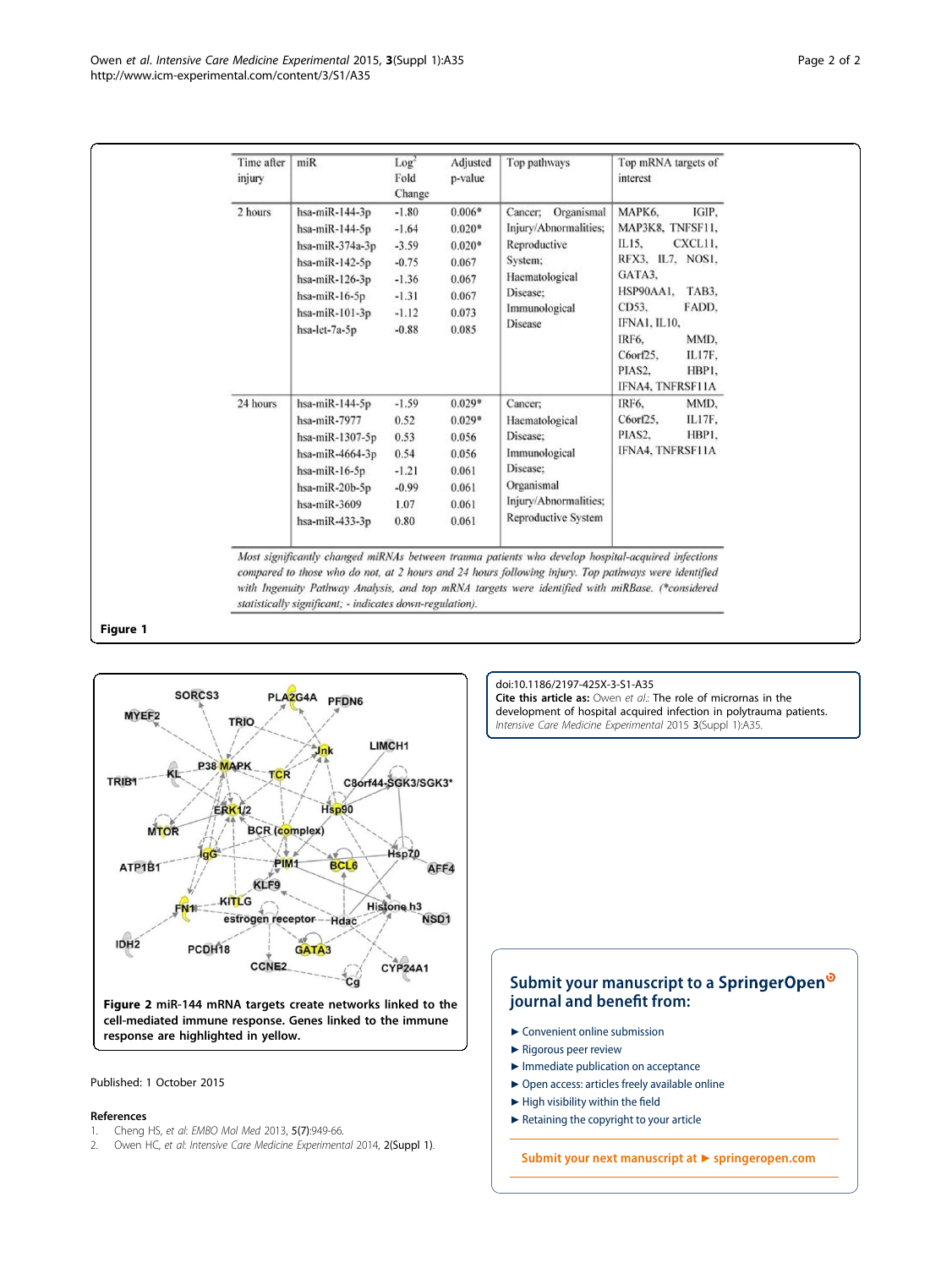| Time after injury | miR | $Log^2$ Fold Change | Adjusted p-value | Top pathways | Top mRNA targets of interest |
|---|---|---|---|---|---|
| 2 hours | hsa-miR-144-3p<br>hsa-miR-144-5p<br>hsa-miR-374a-3p<br>hsa-miR-142-5p<br>hsa-miR-126-3p<br>hsa-miR-16-5p<br>hsa-miR-101-3p<br>hsa-let-7a-5p | -1.80<br>-1.64<br>-3.59<br>-0.75<br>-1.36<br>-1.31<br>-1.12<br>-0.88 | 0.006*<br>0.020*<br>0.020*<br>0.067<br>0.067<br>0.067<br>0.073<br>0.085 | Cancer; Organismal Injury/Abnormalities; Reproductive System; Haematological Disease; Immunological Disease | MAPK6, IGIP, MAP3K8, TNFSF11, IL15, CXCL11, RFX3, IL7, NOS1, GATA3, HSP90AA1, TAB3, CD53, FADD, IFNA1, IL10, IRF6, MMD, C6orf25, IL17F, PIAS2, HBP1, IFNA4, TNFRSF11A |
| 24 hours | hsa-miR-144-5p<br>hsa-miR-7977<br>hsa-miR-1307-5p<br>hsa-miR-4664-3p<br>hsa-miR-16-5p<br>hsa-miR-20b-5p<br>hsa-miR-3609<br>hsa-miR-433-3p | -1.59<br>0.52<br>0.53<br>0.54<br>-1.21<br>-0.99<br>1.07<br>0.80 | 0.029*<br>0.029*<br>0.056<br>0.056<br>0.061<br>0.061<br>0.061<br>0.061 | Cancer; Haematological Disease; Immunological Disease; Organismal Injury/Abnormalities; Reproductive System | IRF6, MMD, C6orf25, IL17F, PIAS2, HBP1, IFNA4, TNFRSF11A |

*Most significantly changed miRNAs between trauma patients who develop hospital-acquired infections compared to those who do not, at 2 hours and 24 hours following injury. Top pathways were identified with Ingenuity Pathway Analysis, and top mRNA targets were identified with miRBase. (\*considered statistically significant; - indicates down-regulation).*

**Figure 1**

SORCS3
PLA2G4A
PFDN6
MYEF2
TRIO
Jnk
LIMCH1
P38 MAPK
TRIB1
KL
TCR
C8orf44-SGK3/SGK3*
ERK1/2
Hsp90
MTOR
BCR (complex)
ATP1B1
IgG
PIM1
BCL6
Hsp70
AFF4
KLF9
FN1
KITLG
Histone h3
estrogen receptor
Hdac
NSD1
IDH2
PCDH18
GATA3
CCNE2
CYP24A1
Cg

**Figure 2 miR-144 mRNA targets create networks linked to the cell-mediated immune response. Genes linked to the immune response are highlighted in yellow.**

Published: 1 October 2015

## References

1. Cheng HS, *et al*: *EMBO Mol Med* 2013, **5(7)**:949-66.
2. Owen HC, *et al*: *Intensive Care Medicine Experimental* 2014, **2(Suppl 1)**.

doi:10.1186/2197-425X-3-S1-A35

**Cite this article as:** Owen *et al.*: The role of micrornas in the development of hospital acquired infection in polytrauma patients. *Intensive Care Medicine Experimental* 2015 **3**(Suppl 1):A35.

## Submit your manuscript to a SpringerOpen journal and benefit from:

- ► Convenient online submission
- ► Rigorous peer review
- ► Immediate publication on acceptance
- ► Open access: articles freely available online
- ► High visibility within the field
- ► Retaining the copyright to your article

**Submit your next manuscript at ► springeropen.com**